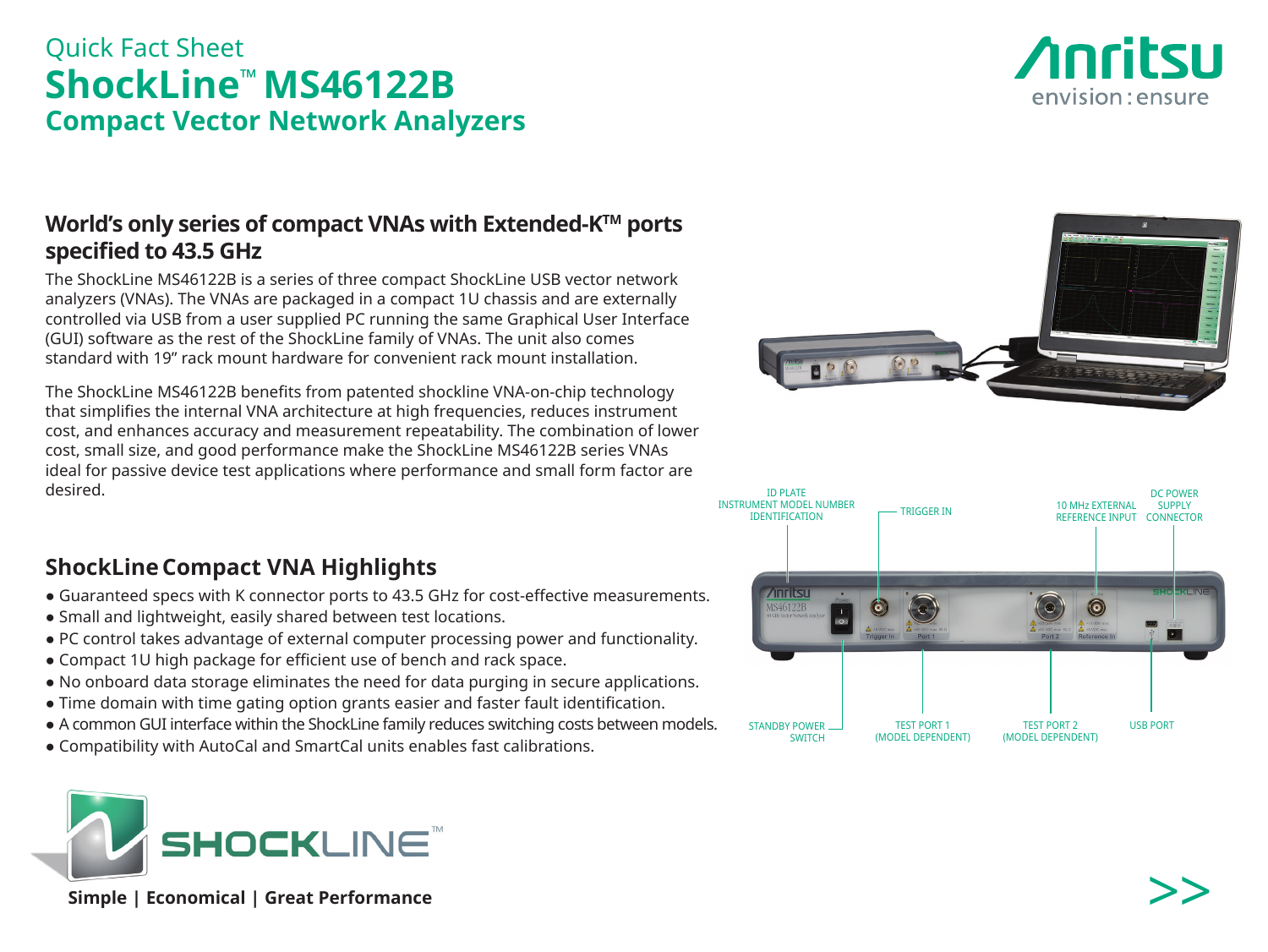Quick Fact Sheet

# ShockLine™ MS46122B

## Compact Vector Network Analyzers

Anritsu envision : ensure

### World's only series of compact VNAs with Extended-K™ ports specified to 43.5 GHz

The ShockLine MS46122B is a series of three compact ShockLine USB vector network analyzers (VNAs). The VNAs are packaged in a compact 1U chassis and are externally controlled via USB from a user supplied PC running the same Graphical User Interface (GUI) software as the rest of the ShockLine family of VNAs. The unit also comes standard with 19" rack mount hardware for convenient rack mount installation.

The ShockLine MS46122B benefits from patented shockline VNA-on-chip technology that simplifies the internal VNA architecture at high frequencies, reduces instrument cost, and enhances accuracy and measurement repeatability. The combination of lower cost, small size, and good performance make the ShockLine MS46122B series VNAs ideal for passive device test applications where performance and small form factor are desired.

ID PLATE INSTRUMENT MODEL NUMBER IDENTIFICATION

TRIGGER IN

10 MHz EXTERNAL REFERENCE INPUT

DC POWER SUPPLY CONNECTOR

STANDBY POWER SWITCH

TEST PORT 1 (MODEL DEPENDENT)

TEST PORT 2 (MODEL DEPENDENT)

USB PORT

### ShockLine Compact VNA Highlights

- Guaranteed specs with K connector ports to 43.5 GHz for cost-effective measurements.
- Small and lightweight, easily shared between test locations.
- PC control takes advantage of external computer processing power and functionality.
- Compact 1U high package for efficient use of bench and rack space.
- No onboard data storage eliminates the need for data purging in secure applications.
- Time domain with time gating option grants easier and faster fault identification.
- A common GUI interface within the ShockLine family reduces switching costs between models.
- Compatibility with AutoCal and SmartCal units enables fast calibrations.

SHOCKLINE™

**Simple | Economical | Great Performance**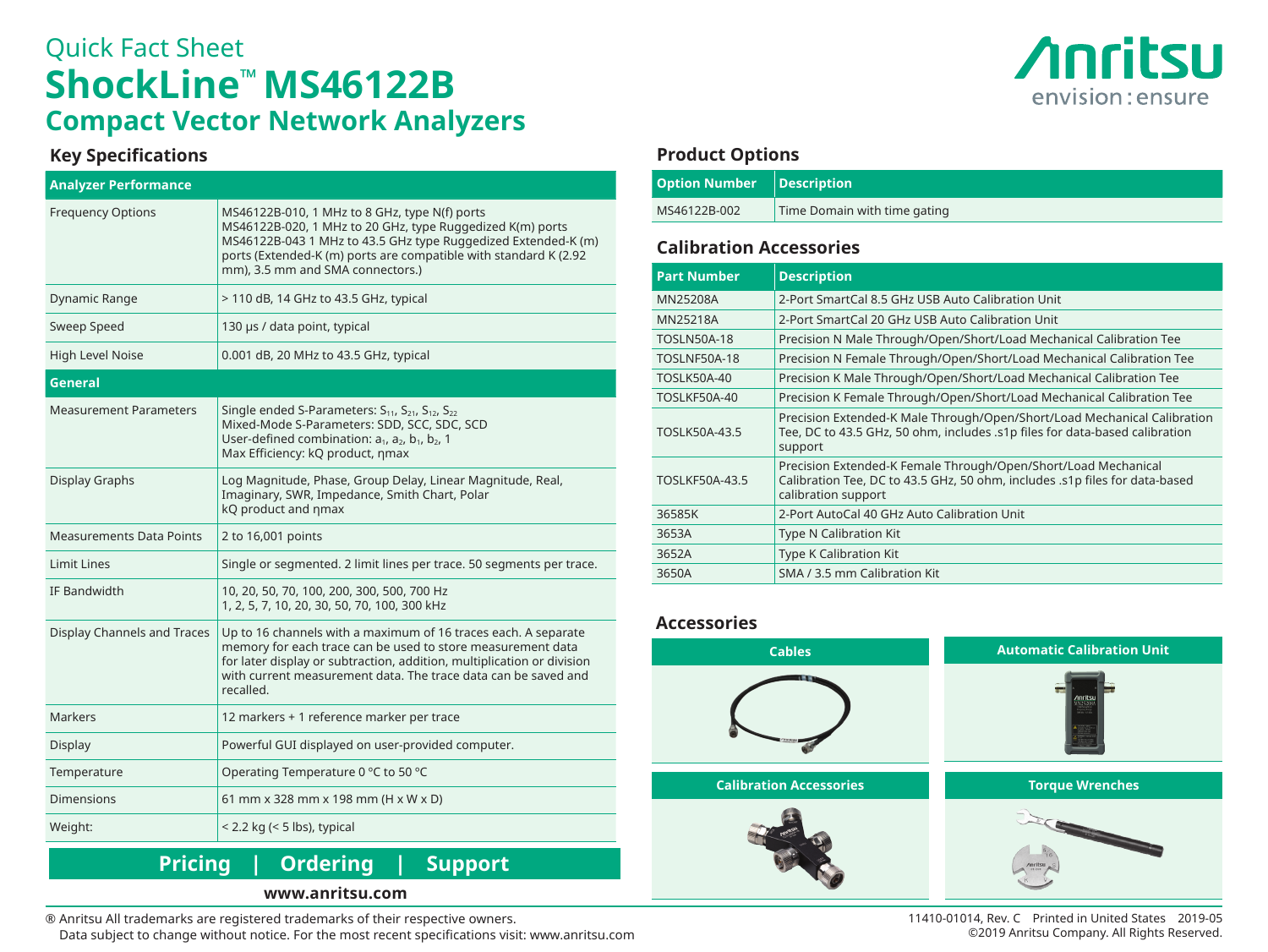Quick Fact Sheet

# ShockLine™ MS46122B

## Compact Vector Network Analyzers

### Key Specifications

| Analyzer Performance | |
|---|---|
| Frequency Options | MS46122B-010, 1 MHz to 8 GHz, type N(f) ports<br>MS46122B-020, 1 MHz to 20 GHz, type Ruggedized K(m) ports<br>MS46122B-043 1 MHz to 43.5 GHz type Ruggedized Extended-K (m) ports (Extended-K (m) ports are compatible with standard K (2.92 mm), 3.5 mm and SMA connectors.) |
| Dynamic Range | > 110 dB, 14 GHz to 43.5 GHz, typical |
| Sweep Speed | 130 µs / data point, typical |
| High Level Noise | 0.001 dB, 20 MHz to 43.5 GHz, typical |
| **General** | |
| Measurement Parameters | Single ended S-Parameters: $S_{11}$, $S_{21}$, $S_{12}$, $S_{22}$<br>Mixed-Mode S-Parameters: SDD, SCC, SDC, SCD<br>User-defined combination: $a_1$, $a_2$, $b_1$, $b_2$, 1<br>Max Efficiency: kQ product, ηmax |
| Display Graphs | Log Magnitude, Phase, Group Delay, Linear Magnitude, Real, Imaginary, SWR, Impedance, Smith Chart, Polar<br>kQ product and ηmax |
| Measurements Data Points | 2 to 16,001 points |
| Limit Lines | Single or segmented. 2 limit lines per trace. 50 segments per trace. |
| IF Bandwidth | 10, 20, 50, 70, 100, 200, 300, 500, 700 Hz<br>1, 2, 5, 7, 10, 20, 30, 50, 70, 100, 300 kHz |
| Display Channels and Traces | Up to 16 channels with a maximum of 16 traces each. A separate memory for each trace can be used to store measurement data for later display or subtraction, addition, multiplication or division with current measurement data. The trace data can be saved and recalled. |
| Markers | 12 markers + 1 reference marker per trace |
| Display | Powerful GUI displayed on user-provided computer. |
| Temperature | Operating Temperature 0 °C to 50 °C |
| Dimensions | 61 mm x 328 mm x 198 mm (H x W x D) |
| Weight: | < 2.2 kg (< 5 lbs), typical |

**Pricing | Ordering | Support**

**www.anritsu.com**

### Product Options

| Option Number | Description |
|---|---|
| MS46122B-002 | Time Domain with time gating |

### Calibration Accessories

| Part Number | Description |
|---|---|
| MN25208A | 2-Port SmartCal 8.5 GHz USB Auto Calibration Unit |
| MN25218A | 2-Port SmartCal 20 GHz USB Auto Calibration Unit |
| TOSLN50A-18 | Precision N Male Through/Open/Short/Load Mechanical Calibration Tee |
| TOSLNF50A-18 | Precision N Female Through/Open/Short/Load Mechanical Calibration Tee |
| TOSLK50A-40 | Precision K Male Through/Open/Short/Load Mechanical Calibration Tee |
| TOSLKF50A-40 | Precision K Female Through/Open/Short/Load Mechanical Calibration Tee |
| TOSLK50A-43.5 | Precision Extended-K Male Through/Open/Short/Load Mechanical Calibration Tee, DC to 43.5 GHz, 50 ohm, includes .s1p files for data-based calibration support |
| TOSLKF50A-43.5 | Precision Extended-K Female Through/Open/Short/Load Mechanical Calibration Tee, DC to 43.5 GHz, 50 ohm, includes .s1p files for data-based calibration support |
| 36585K | 2-Port AutoCal 40 GHz Auto Calibration Unit |
| 3653A | Type N Calibration Kit |
| 3652A | Type K Calibration Kit |
| 3650A | SMA / 3.5 mm Calibration Kit |

### Accessories

Cables

Automatic Calibration Unit

Calibration Accessories

Torque Wrenches

® Anritsu All trademarks are registered trademarks of their respective owners.
Data subject to change without notice. For the most recent specifications visit: www.anritsu.com

11410-01014, Rev. C Printed in United States 2019-05
©2019 Anritsu Company. All Rights Reserved.